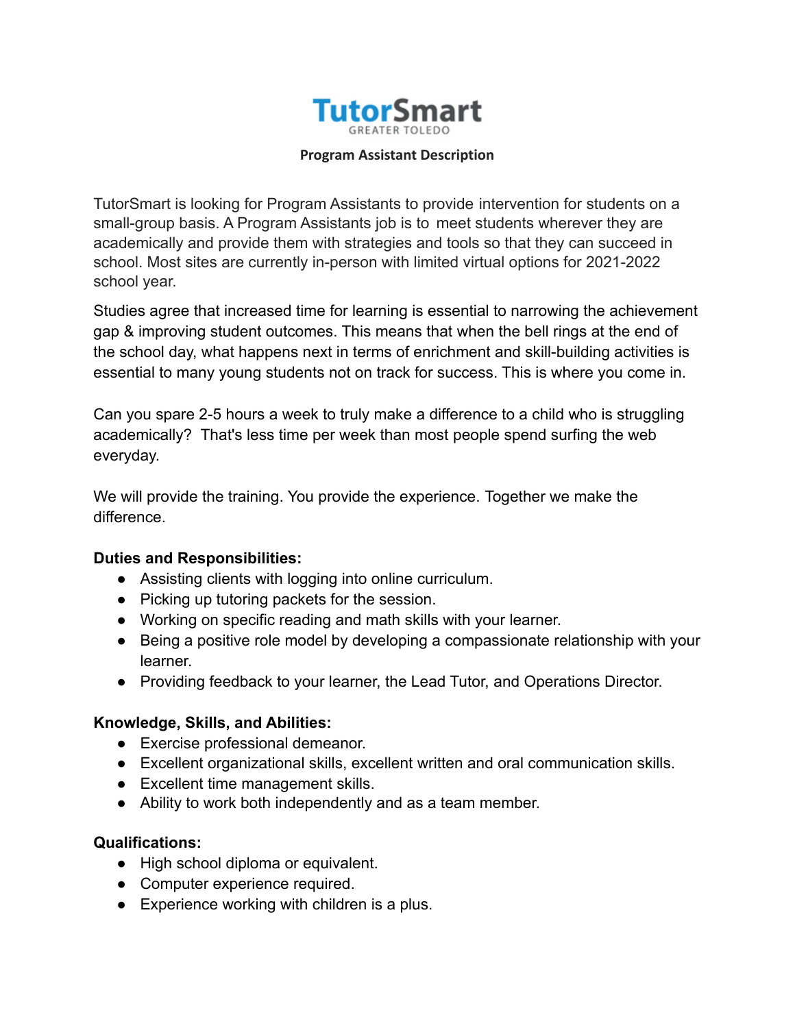# TutorSmart

GREATER TOLEDO

## Program Assistant Description

TutorSmart is looking for Program Assistants to provide intervention for students on a small-group basis. A Program Assistants job is to meet students wherever they are academically and provide them with strategies and tools so that they can succeed in school. Most sites are currently in-person with limited virtual options for 2021-2022 school year.

Studies agree that increased time for learning is essential to narrowing the achievement gap & improving student outcomes. This means that when the bell rings at the end of the school day, what happens next in terms of enrichment and skill-building activities is essential to many young students not on track for success. This is where you come in.

Can you spare 2-5 hours a week to truly make a difference to a child who is struggling academically? That's less time per week than most people spend surfing the web everyday.

We will provide the training. You provide the experience. Together we make the difference.

**Duties and Responsibilities:**

- Assisting clients with logging into online curriculum.
- Picking up tutoring packets for the session.
- Working on specific reading and math skills with your learner.
- Being a positive role model by developing a compassionate relationship with your learner.
- Providing feedback to your learner, the Lead Tutor, and Operations Director.

**Knowledge, Skills, and Abilities:**

- Exercise professional demeanor.
- Excellent organizational skills, excellent written and oral communication skills.
- Excellent time management skills.
- Ability to work both independently and as a team member.

**Qualifications:**

- High school diploma or equivalent.
- Computer experience required.
- Experience working with children is a plus.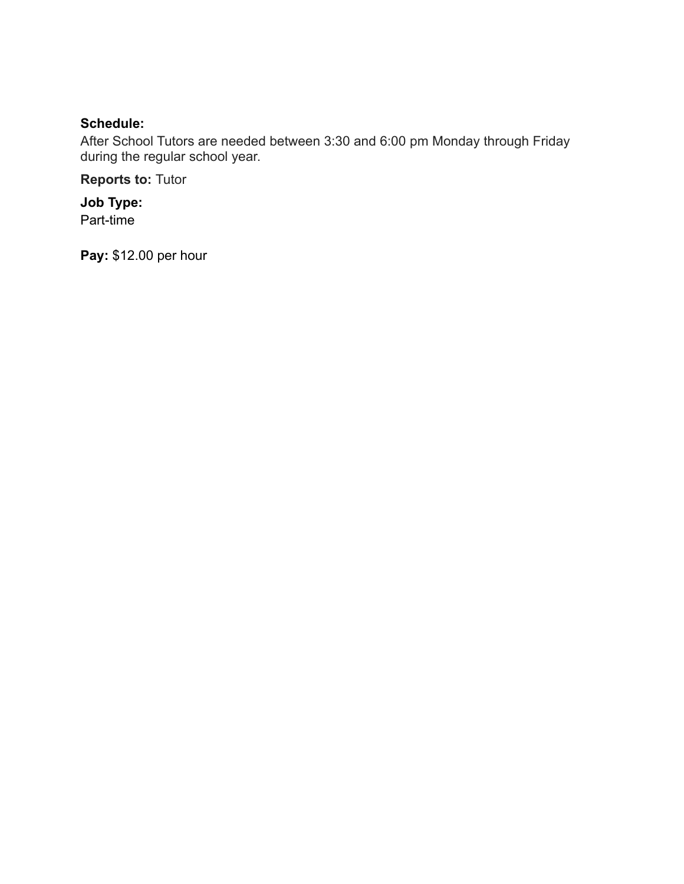**Schedule:**
After School Tutors are needed between 3:30 and 6:00 pm Monday through Friday during the regular school year.

**Reports to:** Tutor

**Job Type:**
Part-time

**Pay:** $12.00 per hour